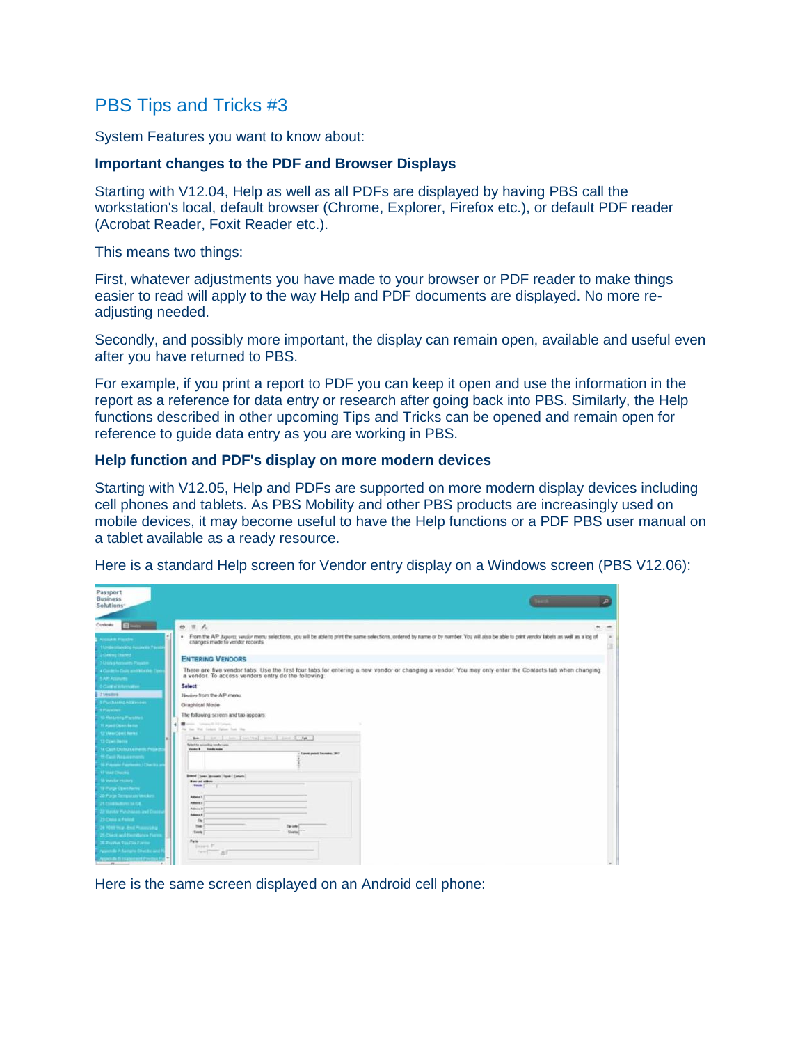# PBS Tips and Tricks #3

System Features you want to know about:

**Important changes to the PDF and Browser Displays**

Starting with V12.04, Help as well as all PDFs are displayed by having PBS call the workstation's local, default browser (Chrome, Explorer, Firefox etc.), or default PDF reader (Acrobat Reader, Foxit Reader etc.).

This means two things:

First, whatever adjustments you have made to your browser or PDF reader to make things easier to read will apply to the way Help and PDF documents are displayed. No more re-adjusting needed.

Secondly, and possibly more important, the display can remain open, available and useful even after you have returned to PBS.

For example, if you print a report to PDF you can keep it open and use the information in the report as a reference for data entry or research after going back into PBS. Similarly, the Help functions described in other upcoming Tips and Tricks can be opened and remain open for reference to guide data entry as you are working in PBS.

**Help function and PDF's display on more modern devices**

Starting with V12.05, Help and PDFs are supported on more modern display devices including cell phones and tablets. As PBS Mobility and other PBS products are increasingly used on mobile devices, it may become useful to have the Help functions or a PDF PBS user manual on a tablet available as a ready resource.

Here is a standard Help screen for Vendor entry display on a Windows screen (PBS V12.06):

Here is the same screen displayed on an Android cell phone: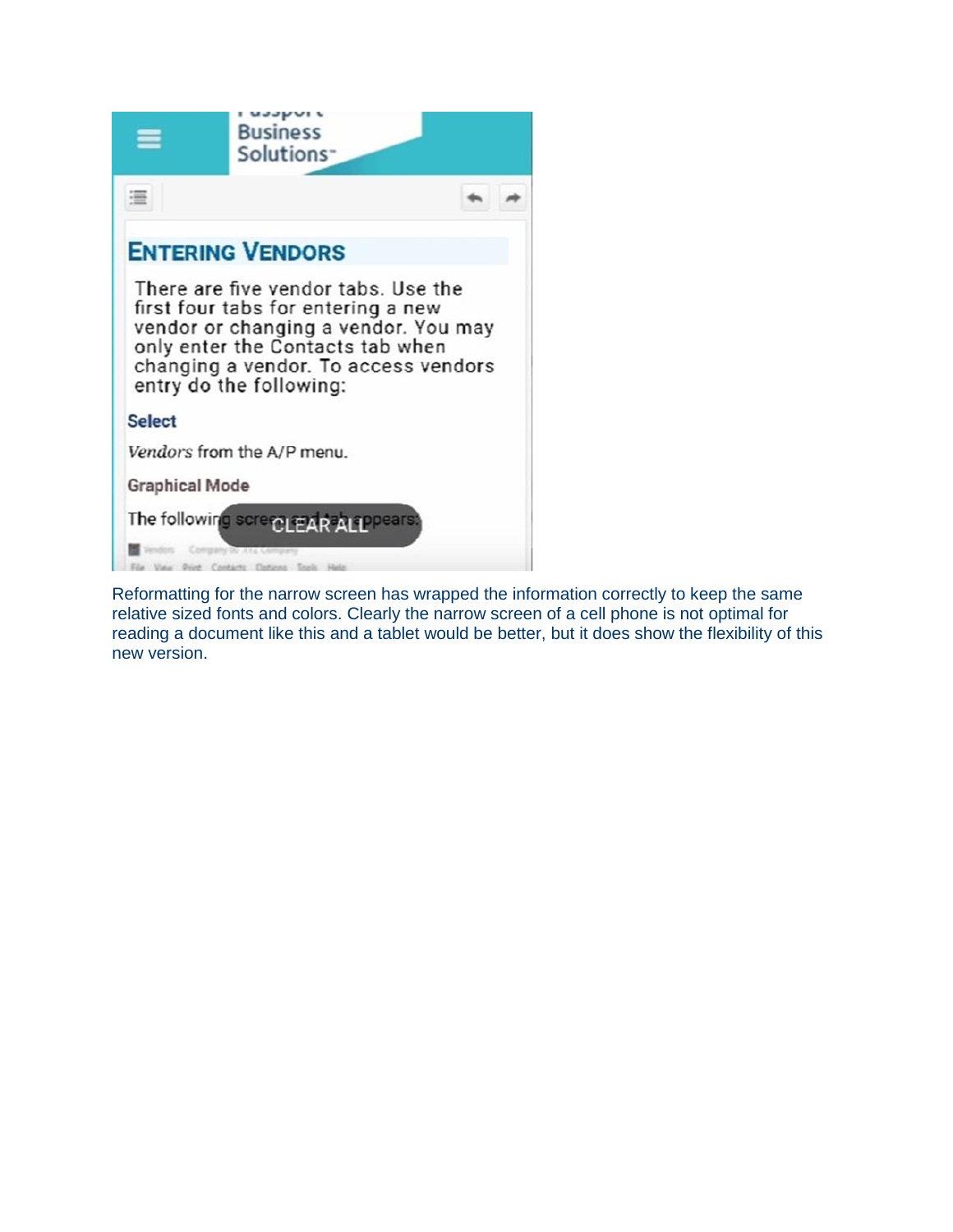Reformatting for the narrow screen has wrapped the information correctly to keep the same relative sized fonts and colors. Clearly the narrow screen of a cell phone is not optimal for reading a document like this and a tablet would be better, but it does show the flexibility of this new version.